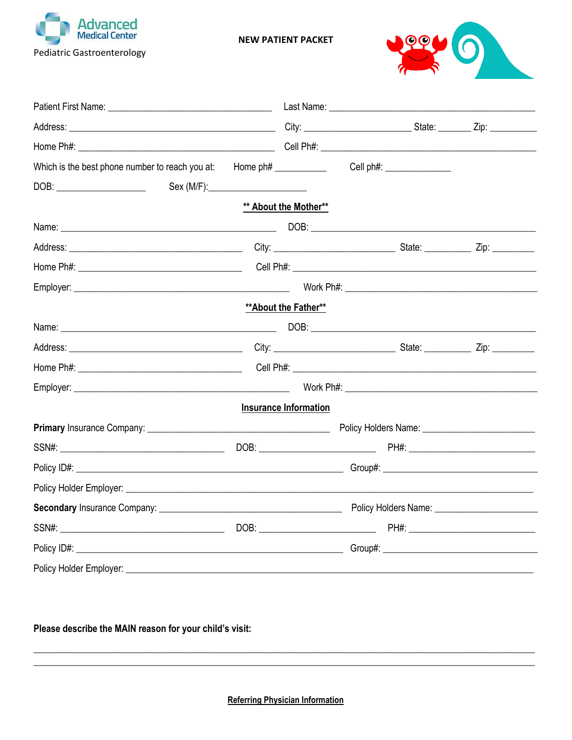Advanced Medical Center

Pediatric Gastroenterology

# NEW PATIENT PACKET

Patient First Name: ______________________________ Last Name: ______________________________________

Address: ________________________________________ City: ____________________ State: ______ Zip: _________

Home Ph#: _______________________________________ Cell Ph#: _________________________________________

Which is the best phone number to reach you at: Home ph# __________ Cell ph#: _____________

DOB: _________________ Sex (M/F):____________________

## ** About the Mother**

Name: _________________________________________ DOB: __________________________________________

Address: _________________________________ City: _______________________ State: _________ Zip: ________

Home Ph#: ________________________________ Cell Ph#: ______________________________________________

Employer: _________________________________________ Work Ph#: _____________________________________

## **About the Father**

Name: _________________________________________ DOB: __________________________________________

Address: _________________________________ City: _______________________ State: _________ Zip: ________

Home Ph#: ________________________________ Cell Ph#: ______________________________________________

Employer: _________________________________________ Work Ph#: _____________________________________

## Insurance Information

**Primary** Insurance Company: ___________________________________ Policy Holders Name: _____________________

SSN#: ________________________________ DOB: ______________________ PH#: ________________________

Policy ID#: ____________________________________________________ Group#: _____________________________

Policy Holder Employer: ___________________________________________________________________________

**Secondary** Insurance Company: ___________________________________ Policy Holders Name: ___________________

SSN#: ________________________________ DOB: ______________________ PH#: ________________________

Policy ID#: ____________________________________________________ Group#: _____________________________

Policy Holder Employer: ___________________________________________________________________________

**Please describe the MAIN reason for your child's visit:**

_____________________________________________________________________________________________

_____________________________________________________________________________________________

## Referring Physician Information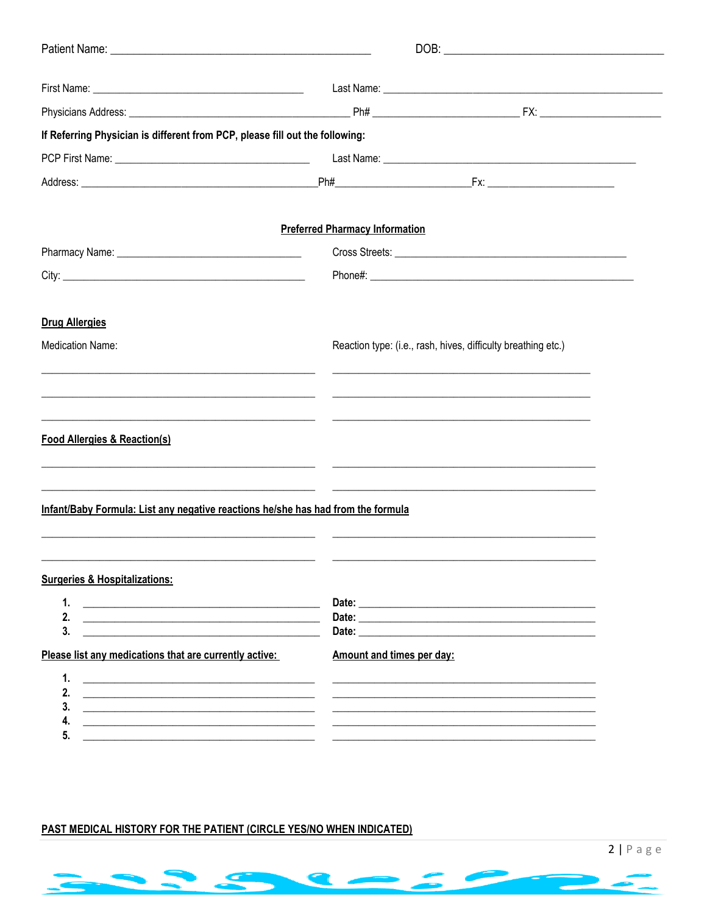Patient Name: ______________________________________________ DOB: ______________________________________

First Name: ______________________________________ Last Name: __________________________________________________

Physicians Address: _______________________________________ Ph# __________________________ FX: ______________________

**If Referring Physician is different from PCP, please fill out the following:**

PCP First Name: ___________________________________ Last Name: _______________________________________________

Address: ____________________________________________Ph#________________________Fx: _______________________

**Preferred Pharmacy Information**

Pharmacy Name: _________________________________ Cross Streets: __________________________________________

City: ___________________________________________ Phone#: ______________________________________________

**Drug Allergies**

| Medication Name: | Reaction type: (i.e., rash, hives, difficulty breathing etc.) |
|---|---|
| ________________________________________ | ________________________________________ |
| ________________________________________ | ________________________________________ |
| ________________________________________ | ________________________________________ |

**Food Allergies & Reaction(s)**

________________________________________ ________________________________________

________________________________________ ________________________________________

**Infant/Baby Formula: List any negative reactions he/she has had from the formula**

________________________________________ ________________________________________

________________________________________ ________________________________________

**Surgeries & Hospitalizations:**

1. ________________________________________ **Date:** ________________________________________
2. ________________________________________ **Date:** ________________________________________
3. ________________________________________ **Date:** ________________________________________

| Please list any medications that are currently active: | Amount and times per day: |
|---|---|
| 1. ________________________________________ | ________________________________________ |
| 2. ________________________________________ | ________________________________________ |
| 3. ________________________________________ | ________________________________________ |
| 4. ________________________________________ | ________________________________________ |
| 5. ________________________________________ | ________________________________________ |

**PAST MEDICAL HISTORY FOR THE PATIENT (CIRCLE YES/NO WHEN INDICATED)**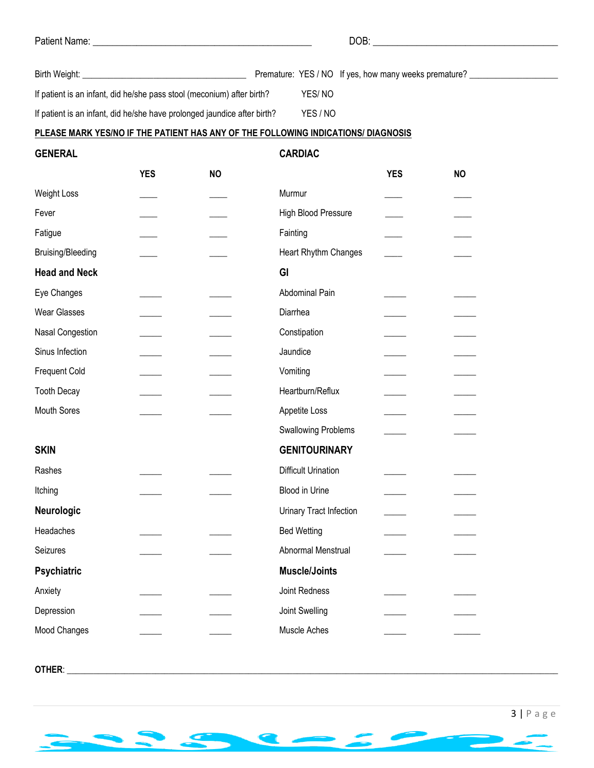Patient Name: ____________________________________________ DOB: ______________________________________

Birth Weight: __________________________________ Premature: YES / NO If yes, how many weeks premature? __________________

If patient is an infant, did he/she pass stool (meconium) after birth? YES/ NO

If patient is an infant, did he/she have prolonged jaundice after birth? YES / NO

**PLEASE MARK YES/NO IF THE PATIENT HAS ANY OF THE FOLLOWING INDICATIONS/ DIAGNOSIS**

| **GENERAL** | **YES** | **NO** | **CARDIAC** | **YES** | **NO** |
|---|---|---|---|---|---|
| Weight Loss | ____ | ____ | Murmur | ____ | ____ |
| Fever | ____ | ____ | High Blood Pressure | ____ | ____ |
| Fatigue | ____ | ____ | Fainting | ____ | ____ |
| Bruising/Bleeding | ____ | ____ | Heart Rhythm Changes | ____ | ____ |
| **Head and Neck** | | | **GI** | | |
| Eye Changes | _____ | _____ | Abdominal Pain | _____ | _____ |
| Wear Glasses | _____ | _____ | Diarrhea | _____ | _____ |
| Nasal Congestion | _____ | _____ | Constipation | _____ | _____ |
| Sinus Infection | _____ | _____ | Jaundice | _____ | _____ |
| Frequent Cold | _____ | _____ | Vomiting | _____ | _____ |
| Tooth Decay | _____ | _____ | Heartburn/Reflux | _____ | _____ |
| Mouth Sores | _____ | _____ | Appetite Loss | _____ | _____ |
| | | | Swallowing Problems | _____ | _____ |
| **SKIN** | | | **GENITOURINARY** | | |
| Rashes | _____ | _____ | Difficult Urination | _____ | _____ |
| Itching | _____ | _____ | Blood in Urine | _____ | _____ |
| **Neurologic** | | | Urinary Tract Infection | _____ | _____ |
| Headaches | _____ | _____ | Bed Wetting | _____ | _____ |
| Seizures | _____ | _____ | Abnormal Menstrual | _____ | _____ |
| **Psychiatric** | | | **Muscle/Joints** | | |
| Anxiety | _____ | _____ | Joint Redness | _____ | _____ |
| Depression | _____ | _____ | Joint Swelling | _____ | _____ |
| Mood Changes | _____ | _____ | Muscle Aches | _____ | ______ |

**OTHER**: ____________________________________________________________________________________________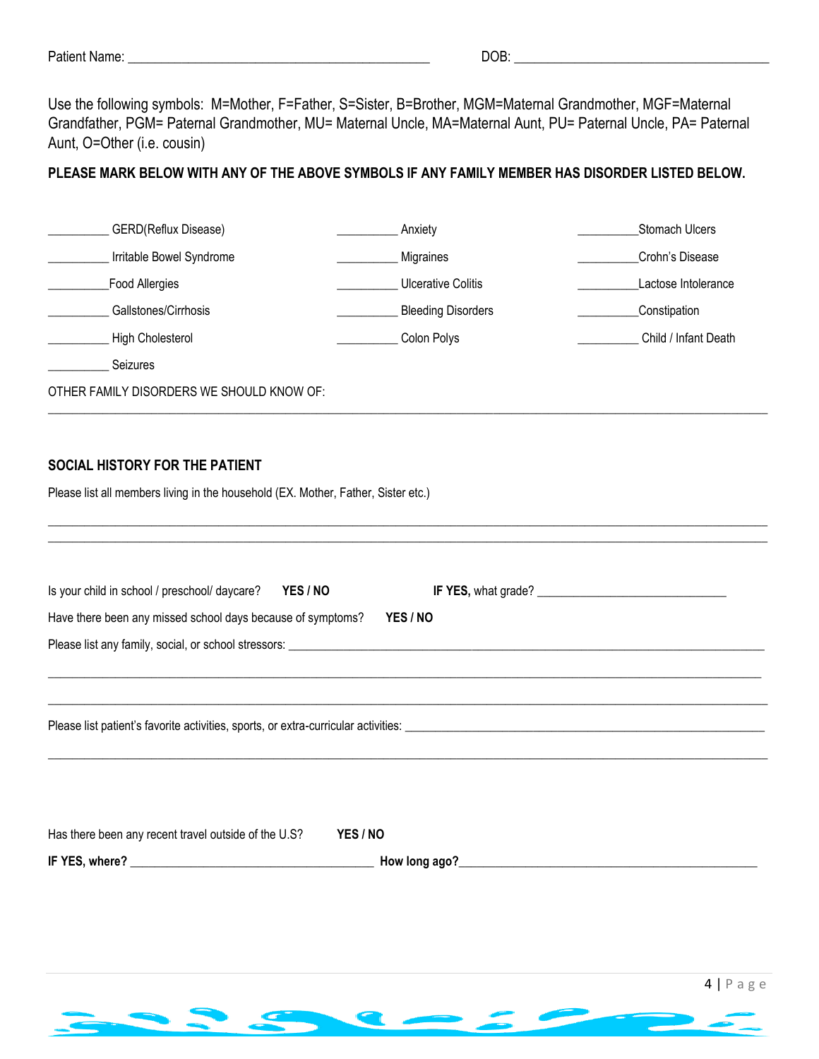Patient Name: _____________________________________________ DOB: ______________________________________

Use the following symbols: M=Mother, F=Father, S=Sister, B=Brother, MGM=Maternal Grandmother, MGF=Maternal Grandfather, PGM= Paternal Grandmother, MU= Maternal Uncle, MA=Maternal Aunt, PU= Paternal Uncle, PA= Paternal Aunt, O=Other (i.e. cousin)

**PLEASE MARK BELOW WITH ANY OF THE ABOVE SYMBOLS IF ANY FAMILY MEMBER HAS DISORDER LISTED BELOW.**

__________ GERD(Reflux Disease)

__________ Irritable Bowel Syndrome

__________Food Allergies

__________ Gallstones/Cirrhosis

__________ High Cholesterol

__________ Seizures

__________ Anxiety

__________ Migraines

__________ Ulcerative Colitis

__________ Bleeding Disorders

__________ Colon Polys

__________Stomach Ulcers

__________Crohn's Disease

__________Lactose Intolerance

__________Constipation

__________ Child / Infant Death

OTHER FAMILY DISORDERS WE SHOULD KNOW OF:

______________________________________________________________________________________________________

## SOCIAL HISTORY FOR THE PATIENT

Please list all members living in the household (EX. Mother, Father, Sister etc.)

______________________________________________________________________________________________________

______________________________________________________________________________________________________

Is your child in school / preschool/ daycare? **YES / NO** **IF YES,** what grade? ______________________________

Have there been any missed school days because of symptoms? **YES / NO**

Please list any family, social, or school stressors: ___________________________________________________________

______________________________________________________________________________________________________

______________________________________________________________________________________________________

Please list patient's favorite activities, sports, or extra-curricular activities: ___________________________________________

______________________________________________________________________________________________________

Has there been any recent travel outside of the U.S? **YES / NO**

**IF YES, where?** _______________________________________ **How long ago?**_______________________________________________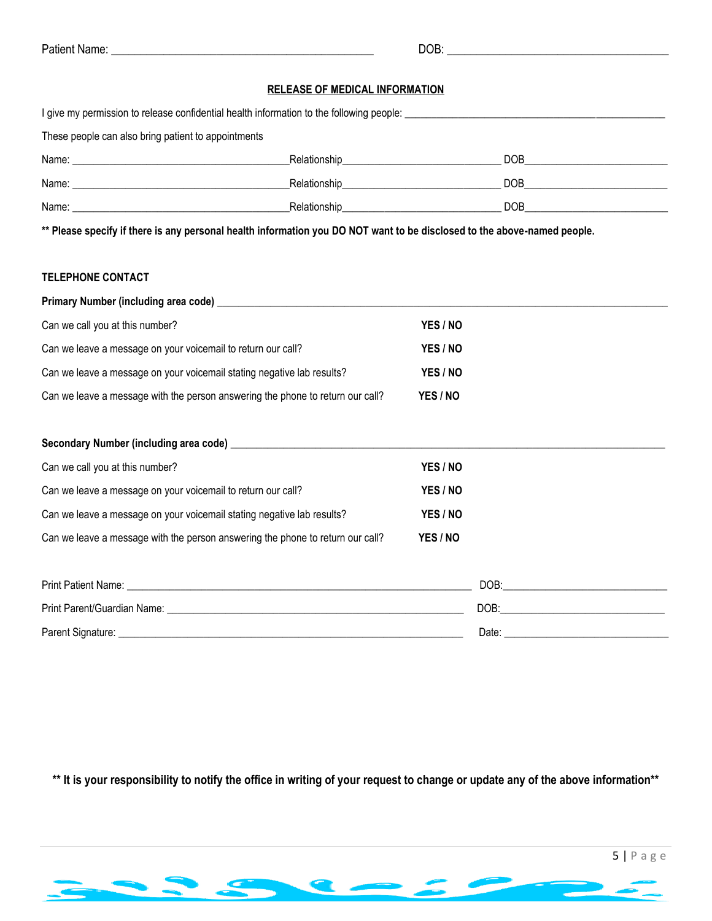Patient Name: ____________________________________________ DOB: ______________________________________

## RELEASE OF MEDICAL INFORMATION

I give my permission to release confidential health information to the following people: _______________________________________________________

These people can also bring patient to appointments

Name: ________________________________________ Relationship_____________________________ DOB___________________________

Name: ________________________________________ Relationship_____________________________ DOB___________________________

Name: ________________________________________ Relationship_____________________________ DOB___________________________

**\*\* Please specify if there is any personal health information you DO NOT want to be disclosed to the above-named people.**

**TELEPHONE CONTACT**

**Primary Number (including area code)** ______________________________________________________________________________

| | |
|---|---|
| Can we call you at this number? | **YES / NO** |
| Can we leave a message on your voicemail to return our call? | **YES / NO** |
| Can we leave a message on your voicemail stating negative lab results? | **YES / NO** |
| Can we leave a message with the person answering the phone to return our call? | **YES / NO** |

**Secondary Number (including area code)** ____________________________________________________________________________

| | |
|---|---|
| Can we call you at this number? | **YES / NO** |
| Can we leave a message on your voicemail to return our call? | **YES / NO** |
| Can we leave a message on your voicemail stating negative lab results? | **YES / NO** |
| Can we leave a message with the person answering the phone to return our call? | **YES / NO** |

Print Patient Name: ______________________________________________________________ DOB:______________________________

Print Parent/Guardian Name: _______________________________________________________ DOB:______________________________

Parent Signature: _________________________________________________________________ Date: ______________________________

**\*\* It is your responsibility to notify the office in writing of your request to change or update any of the above information\*\***